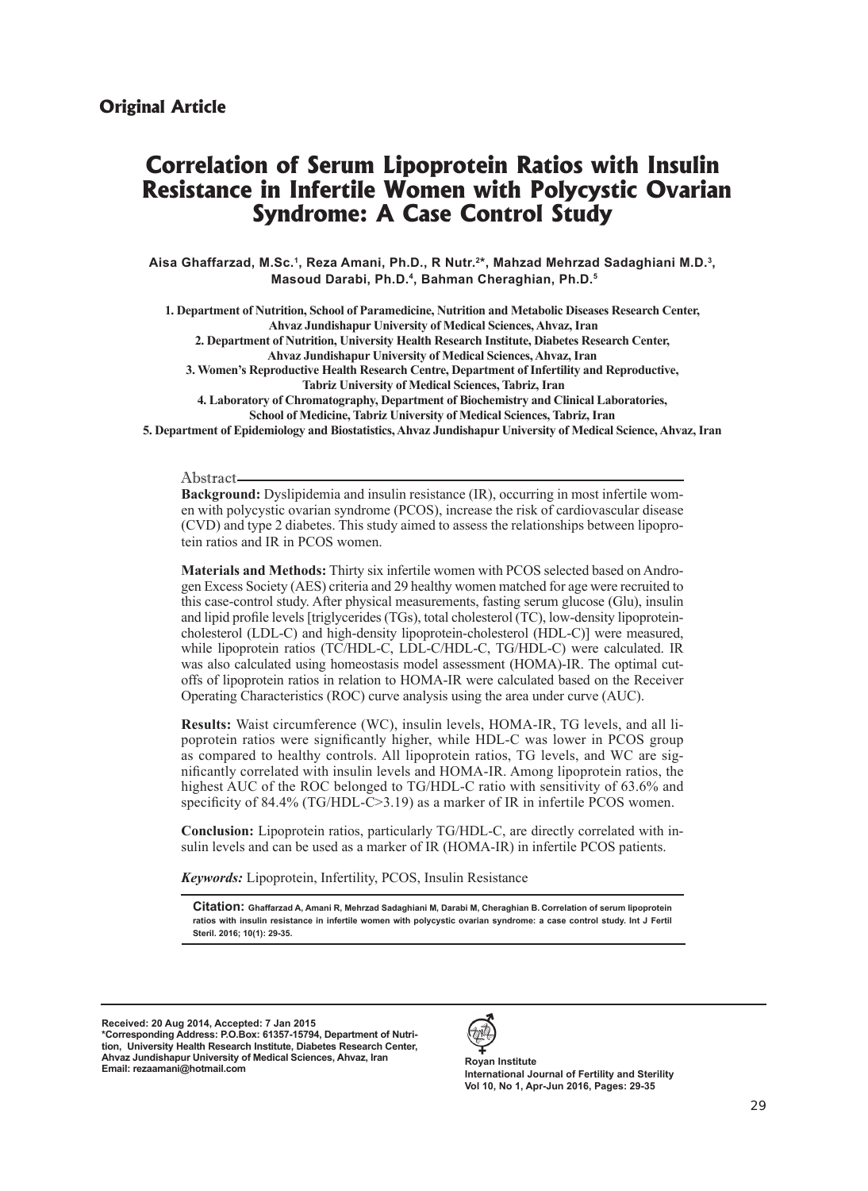**Original Article**

# Correlation of Serum Lipoprotein Ratios with Insulin Resistance in Infertile Women with Polycystic Ovarian Syndrome: A Case Control Study

**Aisa Ghaffarzad, M.Sc.[1], Reza Amani, Ph.D., R Nutr.[2*], Mahzad Mehrzad Sadaghiani M.D.[3], Masoud Darabi, Ph.D.[4], Bahman Cheraghian, Ph.D.[5]**

1. Department of Nutrition, School of Paramedicine, Nutrition and Metabolic Diseases Research Center, Ahvaz Jundishapur University of Medical Sciences, Ahvaz, Iran
2. Department of Nutrition, University Health Research Institute, Diabetes Research Center, Ahvaz Jundishapur University of Medical Sciences, Ahvaz, Iran
3. Women's Reproductive Health Research Centre, Department of Infertility and Reproductive, Tabriz University of Medical Sciences, Tabriz, Iran
4. Laboratory of Chromatography, Department of Biochemistry and Clinical Laboratories, School of Medicine, Tabriz University of Medical Sciences, Tabriz, Iran
5. Department of Epidemiology and Biostatistics, Ahvaz Jundishapur University of Medical Science, Ahvaz, Iran

## Abstract

**Background:** Dyslipidemia and insulin resistance (IR), occurring in most infertile women with polycystic ovarian syndrome (PCOS), increase the risk of cardiovascular disease (CVD) and type 2 diabetes. This study aimed to assess the relationships between lipoprotein ratios and IR in PCOS women.

**Materials and Methods:** Thirty six infertile women with PCOS selected based on Androgen Excess Society (AES) criteria and 29 healthy women matched for age were recruited to this case-control study. After physical measurements, fasting serum glucose (Glu), insulin and lipid profile levels [triglycerides (TGs), total cholesterol (TC), low-density lipoprotein-cholesterol (LDL-C) and high-density lipoprotein-cholesterol (HDL-C)] were measured, while lipoprotein ratios (TC/HDL-C, LDL-C/HDL-C, TG/HDL-C) were calculated. IR was also calculated using homeostasis model assessment (HOMA)-IR. The optimal cut-offs of lipoprotein ratios in relation to HOMA-IR were calculated based on the Receiver Operating Characteristics (ROC) curve analysis using the area under curve (AUC).

**Results:** Waist circumference (WC), insulin levels, HOMA-IR, TG levels, and all lipoprotein ratios were significantly higher, while HDL-C was lower in PCOS group as compared to healthy controls. All lipoprotein ratios, TG levels, and WC are significantly correlated with insulin levels and HOMA-IR. Among lipoprotein ratios, the highest AUC of the ROC belonged to TG/HDL-C ratio with sensitivity of 63.6% and specificity of 84.4% (TG/HDL-C>3.19) as a marker of IR in infertile PCOS women.

**Conclusion:** Lipoprotein ratios, particularly TG/HDL-C, are directly correlated with insulin levels and can be used as a marker of IR (HOMA-IR) in infertile PCOS patients.

***Keywords:*** Lipoprotein, Infertility, PCOS, Insulin Resistance

**Citation:** Ghaffarzad A, Amani R, Mehrzad Sadaghiani M, Darabi M, Cheraghian B. Correlation of serum lipoprotein ratios with insulin resistance in infertile women with polycystic ovarian syndrome: a case control study. Int J Fertil Steril. 2016; 10(1): 29-35.

Received: 20 Aug 2014, Accepted: 7 Jan 2015
*Corresponding Address: P.O.Box: 61357-15794, Department of Nutrition, University Health Research Institute, Diabetes Research Center, Ahvaz Jundishapur University of Medical Sciences, Ahvaz, Iran
Email: rezaamani@hotmail.com

Royan Institute
International Journal of Fertility and Sterility
Vol 10, No 1, Apr-Jun 2016, Pages: 29-35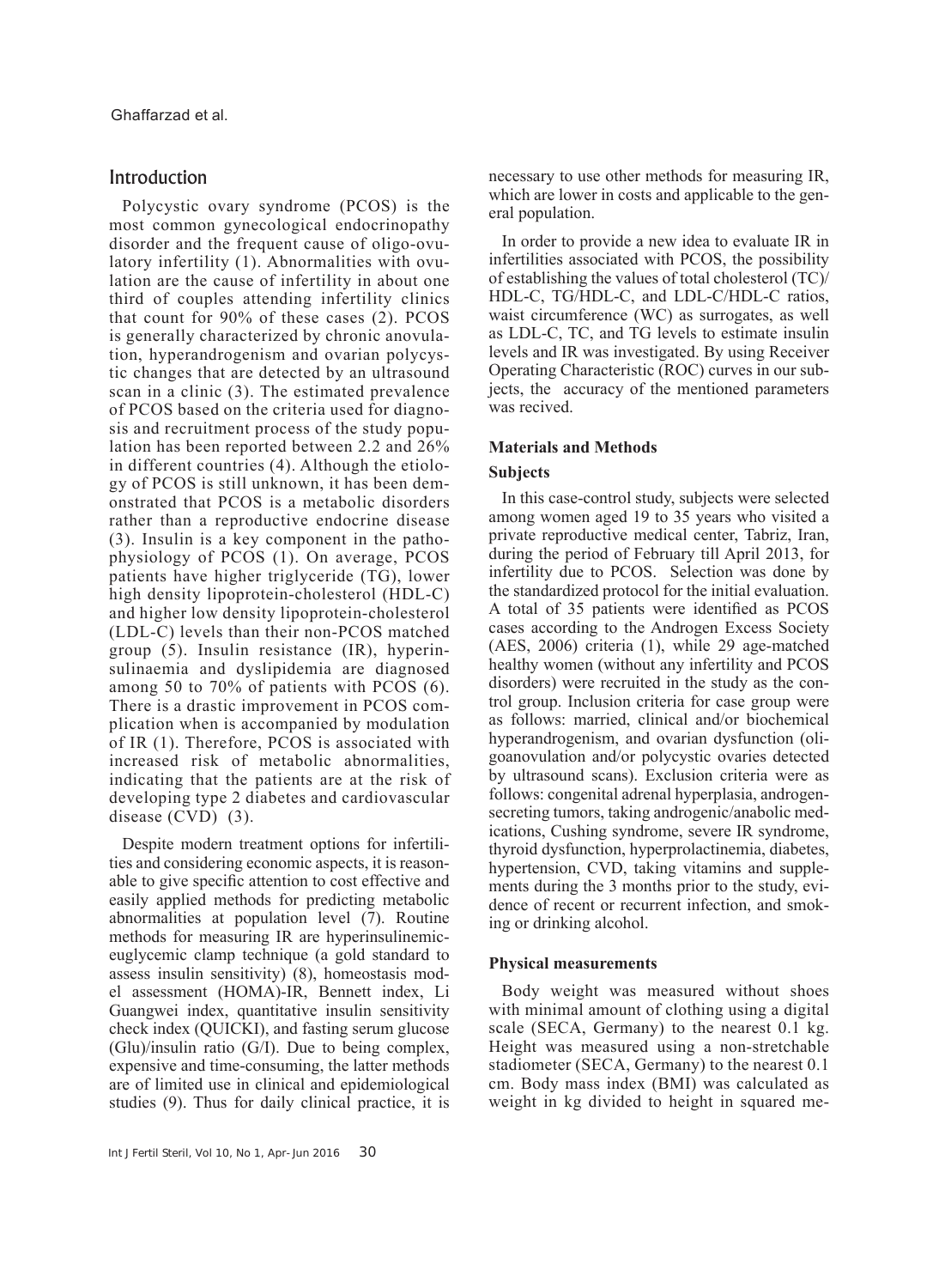## Introduction

Polycystic ovary syndrome (PCOS) is the most common gynecological endocrinopathy disorder and the frequent cause of oligo-ovulatory infertility (1). Abnormalities with ovulation are the cause of infertility in about one third of couples attending infertility clinics that count for 90% of these cases (2). PCOS is generally characterized by chronic anovulation, hyperandrogenism and ovarian polycystic changes that are detected by an ultrasound scan in a clinic (3). The estimated prevalence of PCOS based on the criteria used for diagnosis and recruitment process of the study population has been reported between 2.2 and 26% in different countries (4). Although the etiology of PCOS is still unknown, it has been demonstrated that PCOS is a metabolic disorders rather than a reproductive endocrine disease (3). Insulin is a key component in the pathophysiology of PCOS (1). On average, PCOS patients have higher triglyceride (TG), lower high density lipoprotein-cholesterol (HDL-C) and higher low density lipoprotein-cholesterol (LDL-C) levels than their non-PCOS matched group (5). Insulin resistance (IR), hyperinsulinaemia and dyslipidemia are diagnosed among 50 to 70% of patients with PCOS (6). There is a drastic improvement in PCOS complication when is accompanied by modulation of IR (1). Therefore, PCOS is associated with increased risk of metabolic abnormalities, indicating that the patients are at the risk of developing type 2 diabetes and cardiovascular disease (CVD) (3).

Despite modern treatment options for infertilities and considering economic aspects, it is reasonable to give specific attention to cost effective and easily applied methods for predicting metabolic abnormalities at population level (7). Routine methods for measuring IR are hyperinsulinemic-euglycemic clamp technique (a gold standard to assess insulin sensitivity) (8), homeostasis model assessment (HOMA)-IR, Bennett index, Li Guangwei index, quantitative insulin sensitivity check index (QUICKI), and fasting serum glucose (Glu)/insulin ratio (G/I). Due to being complex, expensive and time-consuming, the latter methods are of limited use in clinical and epidemiological studies (9). Thus for daily clinical practice, it is necessary to use other methods for measuring IR, which are lower in costs and applicable to the general population.

In order to provide a new idea to evaluate IR in infertilities associated with PCOS, the possibility of establishing the values of total cholesterol (TC)/HDL-C, TG/HDL-C, and LDL-C/HDL-C ratios, waist circumference (WC) as surrogates, as well as LDL-C, TC, and TG levels to estimate insulin levels and IR was investigated. By using Receiver Operating Characteristic (ROC) curves in our subjects, the accuracy of the mentioned parameters was recived.

## Materials and Methods

### Subjects

In this case-control study, subjects were selected among women aged 19 to 35 years who visited a private reproductive medical center, Tabriz, Iran, during the period of February till April 2013, for infertility due to PCOS. Selection was done by the standardized protocol for the initial evaluation. A total of 35 patients were identified as PCOS cases according to the Androgen Excess Society (AES, 2006) criteria (1), while 29 age-matched healthy women (without any infertility and PCOS disorders) were recruited in the study as the control group. Inclusion criteria for case group were as follows: married, clinical and/or biochemical hyperandrogenism, and ovarian dysfunction (oligoanovulation and/or polycystic ovaries detected by ultrasound scans). Exclusion criteria were as follows: congenital adrenal hyperplasia, androgen-secreting tumors, taking androgenic/anabolic medications, Cushing syndrome, severe IR syndrome, thyroid dysfunction, hyperprolactinemia, diabetes, hypertension, CVD, taking vitamins and supplements during the 3 months prior to the study, evidence of recent or recurrent infection, and smoking or drinking alcohol.

### Physical measurements

Body weight was measured without shoes with minimal amount of clothing using a digital scale (SECA, Germany) to the nearest 0.1 kg. Height was measured using a non-stretchable stadiometer (SECA, Germany) to the nearest 0.1 cm. Body mass index (BMI) was calculated as weight in kg divided to height in squared me-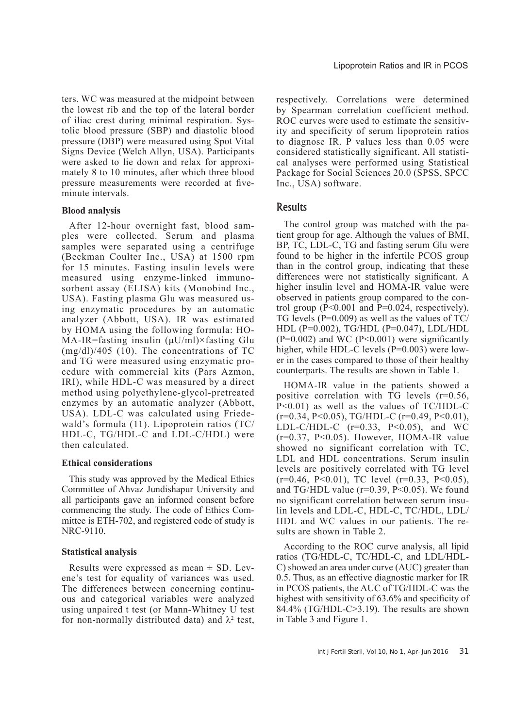ters. WC was measured at the midpoint between the lowest rib and the top of the lateral border of iliac crest during minimal respiration. Systolic blood pressure (SBP) and diastolic blood pressure (DBP) were measured using Spot Vital Signs Device (Welch Allyn, USA). Participants were asked to lie down and relax for approximately 8 to 10 minutes, after which three blood pressure measurements were recorded at five-minute intervals.

### Blood analysis

After 12-hour overnight fast, blood samples were collected. Serum and plasma samples were separated using a centrifuge (Beckman Coulter Inc., USA) at 1500 rpm for 15 minutes. Fasting insulin levels were measured using enzyme-linked immunosorbent assay (ELISA) kits (Monobind Inc., USA). Fasting plasma Glu was measured using enzymatic procedures by an automatic analyzer (Abbott, USA). IR was estimated by HOMA using the following formula: HOMA-IR=fasting insulin (μU/ml)×fasting Glu (mg/dl)/405 (10). The concentrations of TC and TG were measured using enzymatic procedure with commercial kits (Pars Azmon, IRI), while HDL-C was measured by a direct method using polyethylene-glycol-pretreated enzymes by an automatic analyzer (Abbott, USA). LDL-C was calculated using Friedewald's formula (11). Lipoprotein ratios (TC/HDL-C, TG/HDL-C and LDL-C/HDL) were then calculated.

### Ethical considerations

This study was approved by the Medical Ethics Committee of Ahvaz Jundishapur University and all participants gave an informed consent before commencing the study. The code of Ethics Committee is ETH-702, and registered code of study is NRC-9110.

### Statistical analysis

Results were expressed as mean ± SD. Levene's test for equality of variances was used. The differences between concerning continuous and categorical variables were analyzed using unpaired t test (or Mann-Whitney U test for non-normally distributed data) and $\lambda^2$ test, respectively. Correlations were determined by Spearman correlation coefficient method. ROC curves were used to estimate the sensitivity and specificity of serum lipoprotein ratios to diagnose IR. P values less than 0.05 were considered statistically significant. All statistical analyses were performed using Statistical Package for Social Sciences 20.0 (SPSS, SPCC Inc., USA) software.

## Results

The control group was matched with the patient group for age. Although the values of BMI, BP, TC, LDL-C, TG and fasting serum Glu were found to be higher in the infertile PCOS group than in the control group, indicating that these differences were not statistically significant. A higher insulin level and HOMA-IR value were observed in patients group compared to the control group ($P<0.001$ and $P=0.024$, respectively). TG levels ($P=0.009$) as well as the values of TC/HDL ($P=0.002$), TG/HDL ($P=0.047$), LDL/HDL ($P=0.002$) and WC ($P<0.001$) were significantly higher, while HDL-C levels ($P=0.003$) were lower in the cases compared to those of their healthy counterparts. The results are shown in Table 1.

HOMA-IR value in the patients showed a positive correlation with TG levels ($r=0.56$, $P<0.01$) as well as the values of TC/HDL-C ($r=0.34$, $P<0.05$), TG/HDL-C ($r=0.49$, $P<0.01$), LDL-C/HDL-C ($r=0.33$, $P<0.05$), and WC ($r=0.37$, $P<0.05$). However, HOMA-IR value showed no significant correlation with TC, LDL and HDL concentrations. Serum insulin levels are positively correlated with TG level ($r=0.46$, $P<0.01$), TC level ($r=0.33$, $P<0.05$), and TG/HDL value ($r=0.39$, $P<0.05$). We found no significant correlation between serum insulin levels and LDL-C, HDL-C, TC/HDL, LDL/HDL and WC values in our patients. The results are shown in Table 2.

According to the ROC curve analysis, all lipid ratios (TG/HDL-C, TC/HDL-C, and LDL/HDL-C) showed an area under curve (AUC) greater than 0.5. Thus, as an effective diagnostic marker for IR in PCOS patients, the AUC of TG/HDL-C was the highest with sensitivity of 63.6% and specificity of 84.4% (TG/HDL-C>3.19). The results are shown in Table 3 and Figure 1.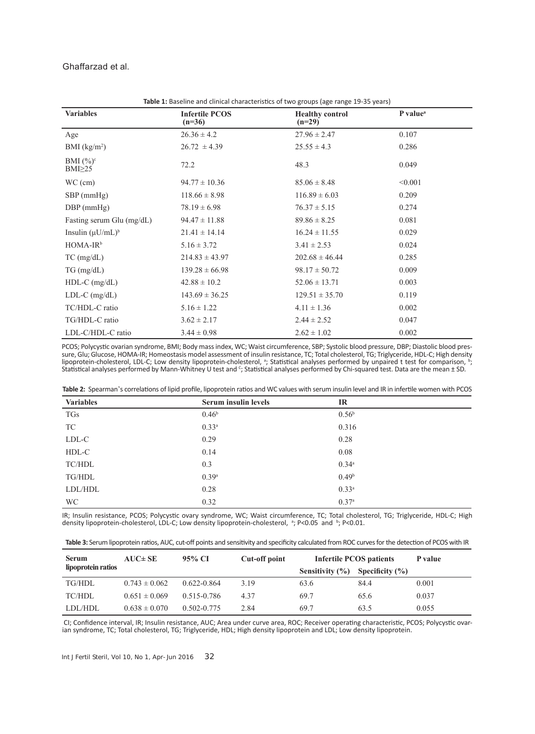**Table 1:** Baseline and clinical characteristics of two groups (age range 19-35 years)

| Variables | Infertile PCOS (n=36) | Healthy control (n=29) | P value[a] |
|---|---|---|---|
| Age | $26.36 \pm 4.2$ | $27.96 \pm 2.47$ | 0.107 |
| BMI ($kg/m^2$) | $26.72 \pm 4.39$ | $25.55 \pm 4.3$ | 0.286 |
| BMI (%)[c] BMI≥25 | 72.2 | 48.3 | 0.049 |
| WC (cm) | $94.77 \pm 10.36$ | $85.06 \pm 8.48$ | <0.001 |
| SBP (mmHg) | $118.66 \pm 8.98$ | $116.89 \pm 6.03$ | 0.209 |
| DBP (mmHg) | $78.19 \pm 6.98$ | $76.37 \pm 5.15$ | 0.274 |
| Fasting serum Glu (mg/dL) | $94.47 \pm 11.88$ | $89.86 \pm 8.25$ | 0.081 |
| Insulin (μU/mL)[b] | $21.41 \pm 14.14$ | $16.24 \pm 11.55$ | 0.029 |
| HOMA-IR[b] | $5.16 \pm 3.72$ | $3.41 \pm 2.53$ | 0.024 |
| TC (mg/dL) | $214.83 \pm 43.97$ | $202.68 \pm 46.44$ | 0.285 |
| TG (mg/dL) | $139.28 \pm 66.98$ | $98.17 \pm 50.72$ | 0.009 |
| HDL-C (mg/dL) | $42.88 \pm 10.2$ | $52.06 \pm 13.71$ | 0.003 |
| LDL-C (mg/dL) | $143.69 \pm 36.25$ | $129.51 \pm 35.70$ | 0.119 |
| TC/HDL-C ratio | $5.16 \pm 1.22$ | $4.11 \pm 1.36$ | 0.002 |
| TG/HDL-C ratio | $3.62 \pm 2.17$ | $2.44 \pm 2.52$ | 0.047 |
| LDL-C/HDL-C ratio | $3.44 \pm 0.98$ | $2.62 \pm 1.02$ | 0.002 |

PCOS; Polycystic ovarian syndrome, BMI; Body mass index, WC; Waist circumference, SBP; Systolic blood pressure, DBP; Diastolic blood pressure, Glu; Glucose, HOMA-IR; Homeostasis model assessment of insulin resistance, TC; Total cholesterol, TG; Triglyceride, HDL-C; High density lipoprotein-cholesterol, LDL-C; Low density lipoprotein-cholesterol, [a]; Statistical analyses performed by unpaired t test for comparison, [b]; Statistical analyses performed by Mann-Whitney U test and [c]; Statistical analyses performed by Chi-squared test. Data are the mean ± SD.

**Table 2:** Spearman's correlations of lipid profile, lipoprotein ratios and WC values with serum insulin level and IR in infertile women with PCOS

| Variables | Serum insulin levels | IR |
|---|---|---|
| TGs | 0.46[b] | 0.56[b] |
| TC | 0.33[a] | 0.316 |
| LDL-C | 0.29 | 0.28 |
| HDL-C | 0.14 | 0.08 |
| TC/HDL | 0.3 | 0.34[a] |
| TG/HDL | 0.39[a] | 0.49[b] |
| LDL/HDL | 0.28 | 0.33[a] |
| WC | 0.32 | 0.37[a] |

IR; Insulin resistance, PCOS; Polycystic ovary syndrome, WC; Waist circumference, TC; Total cholesterol, TG; Triglyceride, HDL-C; High density lipoprotein-cholesterol, LDL-C; Low density lipoprotein-cholesterol, [a]; $P<0.05$ and [b]; $P<0.01$.

**Table 3:** Serum lipoprotein ratios, AUC, cut-off points and sensitivity and specificity calculated from ROC curves for the detection of PCOS with IR

| Serum lipoprotein ratios | AUC± SE | 95% CI | Cut-off point | Infertile PCOS patients | | P value |
|---|---|---|---|---|---|---|
| | | | | Sensitivity (%) | Specificity (%) | |
| TG/HDL | $0.743 \pm 0.062$ | 0.622-0.864 | 3.19 | 63.6 | 84.4 | 0.001 |
| TC/HDL | $0.651 \pm 0.069$ | 0.515-0.786 | 4.37 | 69.7 | 65.6 | 0.037 |
| LDL/HDL | $0.638 \pm 0.070$ | 0.502-0.775 | 2.84 | 69.7 | 63.5 | 0.055 |

CI; Confidence interval, IR; Insulin resistance, AUC; Area under curve area, ROC; Receiver operating characteristic, PCOS; Polycystic ovarian syndrome, TC; Total cholesterol, TG; Triglyceride, HDL; High density lipoprotein and LDL; Low density lipoprotein.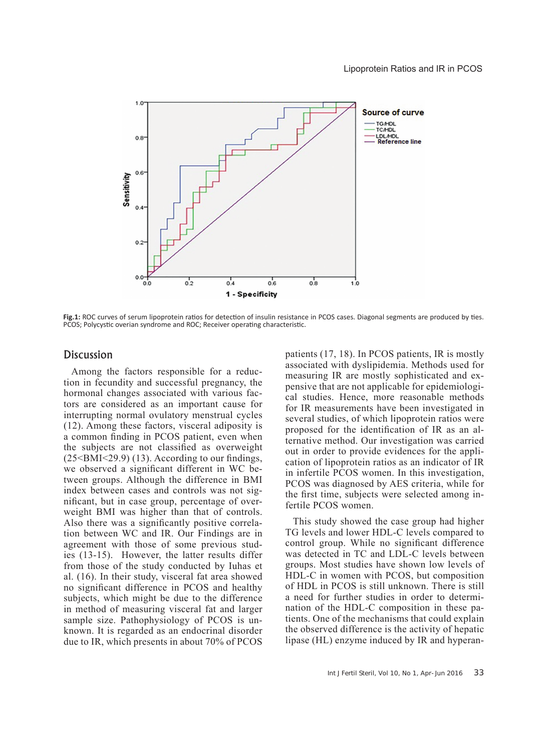Fig.1: ROC curves of serum lipoprotein ratios for detection of insulin resistance in PCOS cases. Diagonal segments are produced by ties. PCOS; Polycystic overian syndrome and ROC; Receiver operating characteristic.

## Discussion

Among the factors responsible for a reduction in fecundity and successful pregnancy, the hormonal changes associated with various factors are considered as an important cause for interrupting normal ovulatory menstrual cycles (12). Among these factors, visceral adiposity is a common finding in PCOS patient, even when the subjects are not classified as overweight (25<BMI<29.9) (13). According to our findings, we observed a significant different in WC between groups. Although the difference in BMI index between cases and controls was not significant, but in case group, percentage of overweight BMI was higher than that of controls. Also there was a significantly positive correlation between WC and IR. Our Findings are in agreement with those of some previous studies (13-15). However, the latter results differ from those of the study conducted by Iuhas et al. (16). In their study, visceral fat area showed no significant difference in PCOS and healthy subjects, which might be due to the difference in method of measuring visceral fat and larger sample size. Pathophysiology of PCOS is unknown. It is regarded as an endocrinal disorder due to IR, which presents in about 70% of PCOS patients (17, 18). In PCOS patients, IR is mostly associated with dyslipidemia. Methods used for measuring IR are mostly sophisticated and expensive that are not applicable for epidemiological studies. Hence, more reasonable methods for IR measurements have been investigated in several studies, of which lipoprotein ratios were proposed for the identification of IR as an alternative method. Our investigation was carried out in order to provide evidences for the application of lipoprotein ratios as an indicator of IR in infertile PCOS women. In this investigation, PCOS was diagnosed by AES criteria, while for the first time, subjects were selected among infertile PCOS women.

This study showed the case group had higher TG levels and lower HDL-C levels compared to control group. While no significant difference was detected in TC and LDL-C levels between groups. Most studies have shown low levels of HDL-C in women with PCOS, but composition of HDL in PCOS is still unknown. There is still a need for further studies in order to determination of the HDL-C composition in these patients. One of the mechanisms that could explain the observed difference is the activity of hepatic lipase (HL) enzyme induced by IR and hyperan-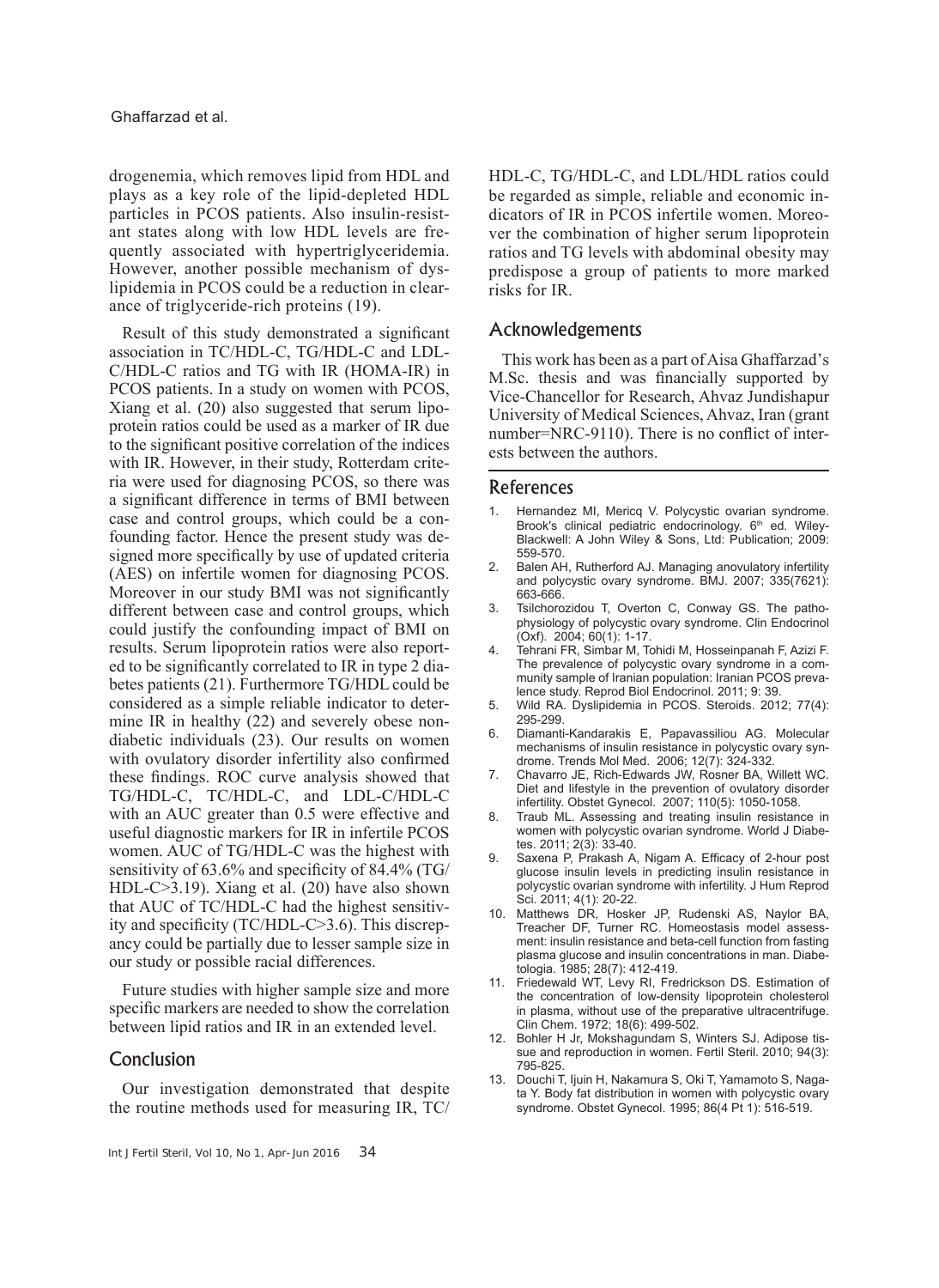drogenemia, which removes lipid from HDL and plays as a key role of the lipid-depleted HDL particles in PCOS patients. Also insulin-resistant states along with low HDL levels are frequently associated with hypertriglyceridemia. However, another possible mechanism of dyslipidemia in PCOS could be a reduction in clearance of triglyceride-rich proteins (19).

Result of this study demonstrated a significant association in TC/HDL-C, TG/HDL-C and LDL-C/HDL-C ratios and TG with IR (HOMA-IR) in PCOS patients. In a study on women with PCOS, Xiang et al. (20) also suggested that serum lipoprotein ratios could be used as a marker of IR due to the significant positive correlation of the indices with IR. However, in their study, Rotterdam criteria were used for diagnosing PCOS, so there was a significant difference in terms of BMI between case and control groups, which could be a confounding factor. Hence the present study was designed more specifically by use of updated criteria (AES) on infertile women for diagnosing PCOS. Moreover in our study BMI was not significantly different between case and control groups, which could justify the confounding impact of BMI on results. Serum lipoprotein ratios were also reported to be significantly correlated to IR in type 2 diabetes patients (21). Furthermore TG/HDL could be considered as a simple reliable indicator to determine IR in healthy (22) and severely obese non-diabetic individuals (23). Our results on women with ovulatory disorder infertility also confirmed these findings. ROC curve analysis showed that TG/HDL-C, TC/HDL-C, and LDL-C/HDL-C with an AUC greater than 0.5 were effective and useful diagnostic markers for IR in infertile PCOS women. AUC of TG/HDL-C was the highest with sensitivity of 63.6% and specificity of 84.4% (TG/HDL-C>3.19). Xiang et al. (20) have also shown that AUC of TC/HDL-C had the highest sensitivity and specificity (TC/HDL-C>3.6). This discrepancy could be partially due to lesser sample size in our study or possible racial differences.

Future studies with higher sample size and more specific markers are needed to show the correlation between lipid ratios and IR in an extended level.

## Conclusion

Our investigation demonstrated that despite the routine methods used for measuring IR, TC/HDL-C, TG/HDL-C, and LDL/HDL ratios could be regarded as simple, reliable and economic indicators of IR in PCOS infertile women. Moreover the combination of higher serum lipoprotein ratios and TG levels with abdominal obesity may predispose a group of patients to more marked risks for IR.

## Acknowledgements

This work has been as a part of Aisa Ghaffarzad's M.Sc. thesis and was financially supported by Vice-Chancellor for Research, Ahvaz Jundishapur University of Medical Sciences, Ahvaz, Iran (grant number=NRC-9110). There is no conflict of interests between the authors.

## References

1. Hernandez MI, Mericq V. Polycystic ovarian syndrome. Brook's clinical pediatric endocrinology. 6th ed. Wiley-Blackwell: A John Wiley & Sons, Ltd: Publication; 2009: 559-570.
2. Balen AH, Rutherford AJ. Managing anovulatory infertility and polycystic ovary syndrome. BMJ. 2007; 335(7621): 663-666.
3. Tsilchorozidou T, Overton C, Conway GS. The pathophysiology of polycystic ovary syndrome. Clin Endocrinol (Oxf). 2004; 60(1): 1-17.
4. Tehrani FR, Simbar M, Tohidi M, Hosseinpanah F, Azizi F. The prevalence of polycystic ovary syndrome in a community sample of Iranian population: Iranian PCOS prevalence study. Reprod Biol Endocrinol. 2011; 9: 39.
5. Wild RA. Dyslipidemia in PCOS. Steroids. 2012; 77(4): 295-299.
6. Diamanti-Kandarakis E, Papavassiliou AG. Molecular mechanisms of insulin resistance in polycystic ovary syndrome. Trends Mol Med. 2006; 12(7): 324-332.
7. Chavarro JE, Rich-Edwards JW, Rosner BA, Willett WC. Diet and lifestyle in the prevention of ovulatory disorder infertility. Obstet Gynecol. 2007; 110(5): 1050-1058.
8. Traub ML. Assessing and treating insulin resistance in women with polycystic ovarian syndrome. World J Diabetes. 2011; 2(3): 33-40.
9. Saxena P, Prakash A, Nigam A. Efficacy of 2-hour post glucose insulin levels in predicting insulin resistance in polycystic ovarian syndrome with infertility. J Hum Reprod Sci. 2011; 4(1): 20-22.
10. Matthews DR, Hosker JP, Rudenski AS, Naylor BA, Treacher DF, Turner RC. Homeostasis model assessment: insulin resistance and beta-cell function from fasting plasma glucose and insulin concentrations in man. Diabetologia. 1985; 28(7): 412-419.
11. Friedewald WT, Levy RI, Fredrickson DS. Estimation of the concentration of low-density lipoprotein cholesterol in plasma, without use of the preparative ultracentrifuge. Clin Chem. 1972; 18(6): 499-502.
12. Bohler H Jr, Mokshagundam S, Winters SJ. Adipose tissue and reproduction in women. Fertil Steril. 2010; 94(3): 795-825.
13. Douchi T, Ijuin H, Nakamura S, Oki T, Yamamoto S, Nagata Y. Body fat distribution in women with polycystic ovary syndrome. Obstet Gynecol. 1995; 86(4 Pt 1): 516-519.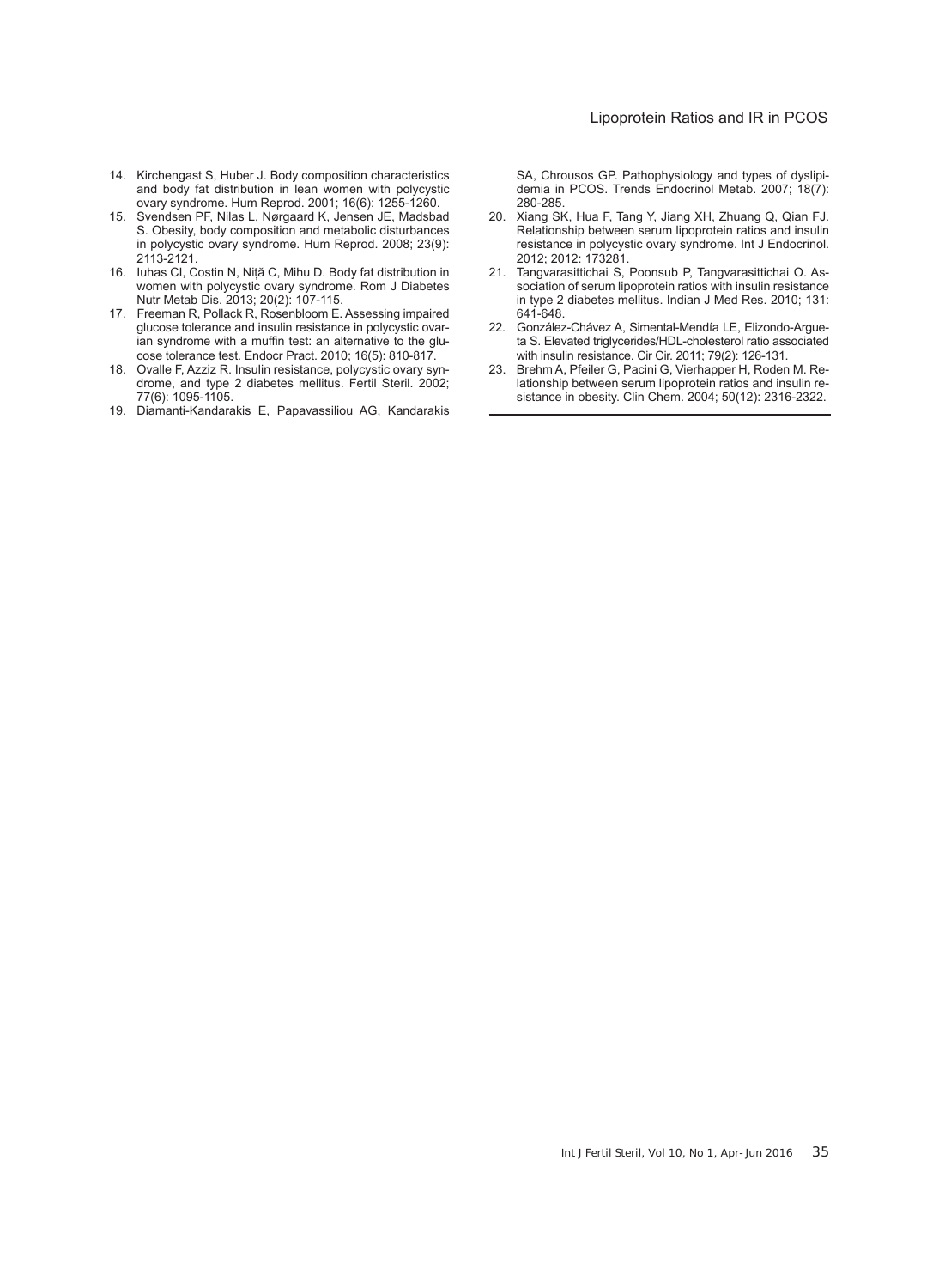14. Kirchengast S, Huber J. Body composition characteristics and body fat distribution in lean women with polycystic ovary syndrome. Hum Reprod. 2001; 16(6): 1255-1260.
15. Svendsen PF, Nilas L, Nørgaard K, Jensen JE, Madsbad S. Obesity, body composition and metabolic disturbances in polycystic ovary syndrome. Hum Reprod. 2008; 23(9): 2113-2121.
16. Iuhas CI, Costin N, Niță C, Mihu D. Body fat distribution in women with polycystic ovary syndrome. Rom J Diabetes Nutr Metab Dis. 2013; 20(2): 107-115.
17. Freeman R, Pollack R, Rosenbloom E. Assessing impaired glucose tolerance and insulin resistance in polycystic ovarian syndrome with a muffin test: an alternative to the glucose tolerance test. Endocr Pract. 2010; 16(5): 810-817.
18. Ovalle F, Azziz R. Insulin resistance, polycystic ovary syndrome, and type 2 diabetes mellitus. Fertil Steril. 2002; 77(6): 1095-1105.
19. Diamanti-Kandarakis E, Papavassiliou AG, Kandarakis SA, Chrousos GP. Pathophysiology and types of dyslipidemia in PCOS. Trends Endocrinol Metab. 2007; 18(7): 280-285.
20. Xiang SK, Hua F, Tang Y, Jiang XH, Zhuang Q, Qian FJ. Relationship between serum lipoprotein ratios and insulin resistance in polycystic ovary syndrome. Int J Endocrinol. 2012; 2012: 173281.
21. Tangvarasittichai S, Poonsub P, Tangvarasittichai O. Association of serum lipoprotein ratios with insulin resistance in type 2 diabetes mellitus. Indian J Med Res. 2010; 131: 641-648.
22. González-Chávez A, Simental-Mendía LE, Elizondo-Argueta S. Elevated triglycerides/HDL-cholesterol ratio associated with insulin resistance. Cir Cir. 2011; 79(2): 126-131.
23. Brehm A, Pfeiler G, Pacini G, Vierhapper H, Roden M. Relationship between serum lipoprotein ratios and insulin resistance in obesity. Clin Chem. 2004; 50(12): 2316-2322.